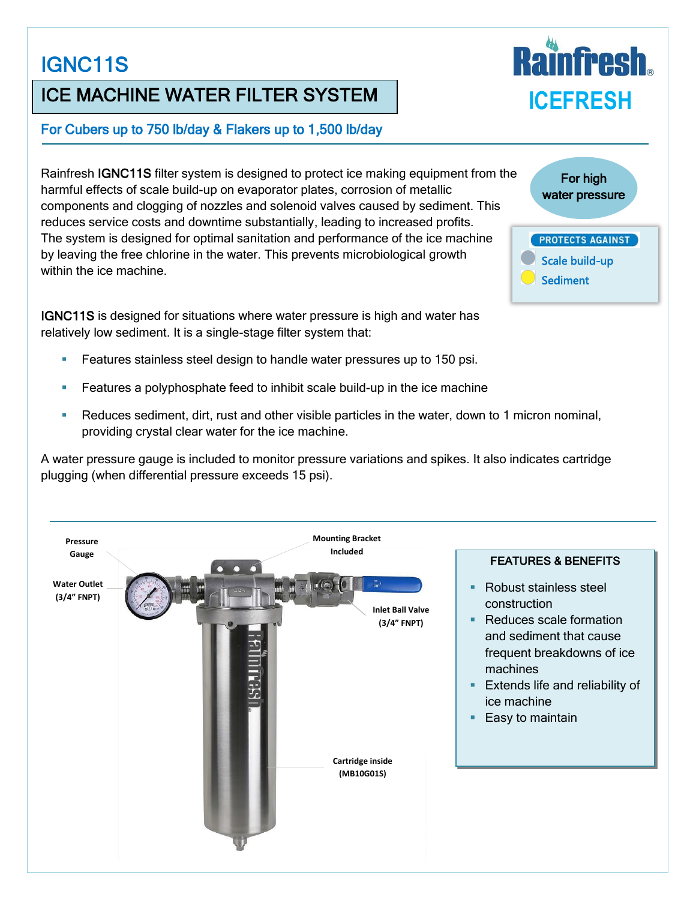# IGNC11S

## ICE MACHINE WATER FILTER SYSTEM

Rainfresh ICEFRESH

### For Cubers up to 750 lb/day & Flakers up to 1,500 lb/day

Rainfresh **IGNC11S** filter system is designed to protect ice making equipment from the harmful effects of scale build-up on evaporator plates, corrosion of metallic components and clogging of nozzles and solenoid valves caused by sediment. This reduces service costs and downtime substantially, leading to increased profits. The system is designed for optimal sanitation and performance of the ice machine by leaving the free chlorine in the water. This prevents microbiological growth within the ice machine.

For high water pressure

**PROTECTS AGAINST**
- Scale build-up
- Sediment

**IGNC11S** is designed for situations where water pressure is high and water has relatively low sediment. It is a single-stage filter system that:

- Features stainless steel design to handle water pressures up to 150 psi.
- Features a polyphosphate feed to inhibit scale build-up in the ice machine
- Reduces sediment, dirt, rust and other visible particles in the water, down to 1 micron nominal, providing crystal clear water for the ice machine.

A water pressure gauge is included to monitor pressure variations and spikes. It also indicates cartridge plugging (when differential pressure exceeds 15 psi).

Pressure Gauge

Mounting Bracket Included

Water Outlet (3/4" FNPT)

Inlet Ball Valve (3/4" FNPT)

Cartridge inside (MB10G01S)

**FEATURES & BENEFITS**

- Robust stainless steel construction
- Reduces scale formation and sediment that cause frequent breakdowns of ice machines
- Extends life and reliability of ice machine
- Easy to maintain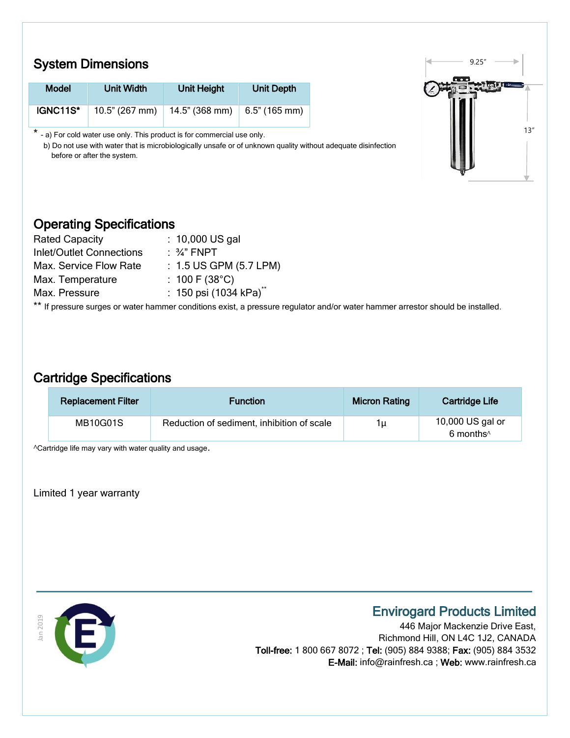## System Dimensions

| Model | Unit Width | Unit Height | Unit Depth |
|---|---|---|---|
| IGNC11S* | 10.5" (267 mm) | 14.5" (368 mm) | 6.5" (165 mm) |

* - a) For cold water use only. This product is for commercial use only.
b) Do not use with water that is microbiologically unsafe or of unknown quality without adequate disinfection before or after the system.

9.25"

13"

## Operating Specifications

Rated Capacity : 10,000 US gal
Inlet/Outlet Connections : ¾" FNPT
Max. Service Flow Rate : 1.5 US GPM (5.7 LPM)
Max. Temperature : 100 F (38°C)
Max. Pressure : 150 psi (1034 kPa)**

** If pressure surges or water hammer conditions exist, a pressure regulator and/or water hammer arrestor should be installed.

## Cartridge Specifications

| Replacement Filter | Function | Micron Rating | Cartridge Life |
|---|---|---|---|
| MB10G01S | Reduction of sediment, inhibition of scale | 1µ | 10,000 US gal or 6 months^ |

^Cartridge life may vary with water quality and usage.

Limited 1 year warranty

Jan 2019

**Envirogard Products Limited**
446 Major Mackenzie Drive East,
Richmond Hill, ON L4C 1J2, CANADA
**Toll-free:** 1 800 667 8072 ; **Tel:** (905) 884 9388; **Fax:** (905) 884 3532
**E-Mail:** info@rainfresh.ca ; **Web:** www.rainfresh.ca